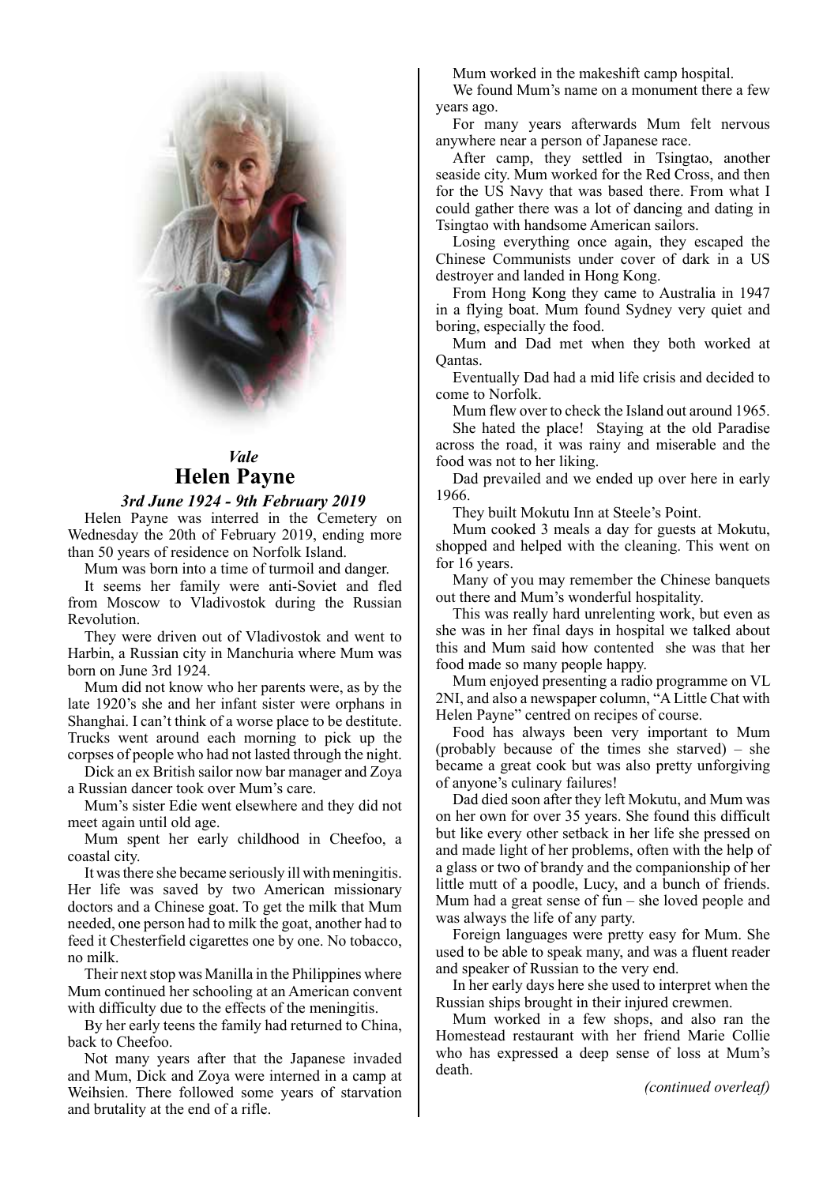*Vale*

# Helen Payne

***3rd June 1924 - 9th February 2019***

Helen Payne was interred in the Cemetery on Wednesday the 20th of February 2019, ending more than 50 years of residence on Norfolk Island.

Mum was born into a time of turmoil and danger.

It seems her family were anti-Soviet and fled from Moscow to Vladivostok during the Russian Revolution.

They were driven out of Vladivostok and went to Harbin, a Russian city in Manchuria where Mum was born on June 3rd 1924.

Mum did not know who her parents were, as by the late 1920's she and her infant sister were orphans in Shanghai. I can't think of a worse place to be destitute. Trucks went around each morning to pick up the corpses of people who had not lasted through the night.

Dick an ex British sailor now bar manager and Zoya a Russian dancer took over Mum's care.

Mum's sister Edie went elsewhere and they did not meet again until old age.

Mum spent her early childhood in Cheefoo, a coastal city.

It was there she became seriously ill with meningitis. Her life was saved by two American missionary doctors and a Chinese goat. To get the milk that Mum needed, one person had to milk the goat, another had to feed it Chesterfield cigarettes one by one. No tobacco, no milk.

Their next stop was Manilla in the Philippines where Mum continued her schooling at an American convent with difficulty due to the effects of the meningitis.

By her early teens the family had returned to China, back to Cheefoo.

Not many years after that the Japanese invaded and Mum, Dick and Zoya were interned in a camp at Weihsien. There followed some years of starvation and brutality at the end of a rifle.

Mum worked in the makeshift camp hospital.

We found Mum's name on a monument there a few years ago.

For many years afterwards Mum felt nervous anywhere near a person of Japanese race.

After camp, they settled in Tsingtao, another seaside city. Mum worked for the Red Cross, and then for the US Navy that was based there. From what I could gather there was a lot of dancing and dating in Tsingtao with handsome American sailors.

Losing everything once again, they escaped the Chinese Communists under cover of dark in a US destroyer and landed in Hong Kong.

From Hong Kong they came to Australia in 1947 in a flying boat. Mum found Sydney very quiet and boring, especially the food.

Mum and Dad met when they both worked at Qantas.

Eventually Dad had a mid life crisis and decided to come to Norfolk.

Mum flew over to check the Island out around 1965.

She hated the place! Staying at the old Paradise across the road, it was rainy and miserable and the food was not to her liking.

Dad prevailed and we ended up over here in early 1966.

They built Mokutu Inn at Steele's Point.

Mum cooked 3 meals a day for guests at Mokutu, shopped and helped with the cleaning. This went on for 16 years.

Many of you may remember the Chinese banquets out there and Mum's wonderful hospitality.

This was really hard unrelenting work, but even as she was in her final days in hospital we talked about this and Mum said how contented she was that her food made so many people happy.

Mum enjoyed presenting a radio programme on VL 2NI, and also a newspaper column, "A Little Chat with Helen Payne" centred on recipes of course.

Food has always been very important to Mum (probably because of the times she starved) – she became a great cook but was also pretty unforgiving of anyone's culinary failures!

Dad died soon after they left Mokutu, and Mum was on her own for over 35 years. She found this difficult but like every other setback in her life she pressed on and made light of her problems, often with the help of a glass or two of brandy and the companionship of her little mutt of a poodle, Lucy, and a bunch of friends. Mum had a great sense of fun – she loved people and was always the life of any party.

Foreign languages were pretty easy for Mum. She used to be able to speak many, and was a fluent reader and speaker of Russian to the very end.

In her early days here she used to interpret when the Russian ships brought in their injured crewmen.

Mum worked in a few shops, and also ran the Homestead restaurant with her friend Marie Collie who has expressed a deep sense of loss at Mum's death.

*(continued overleaf)*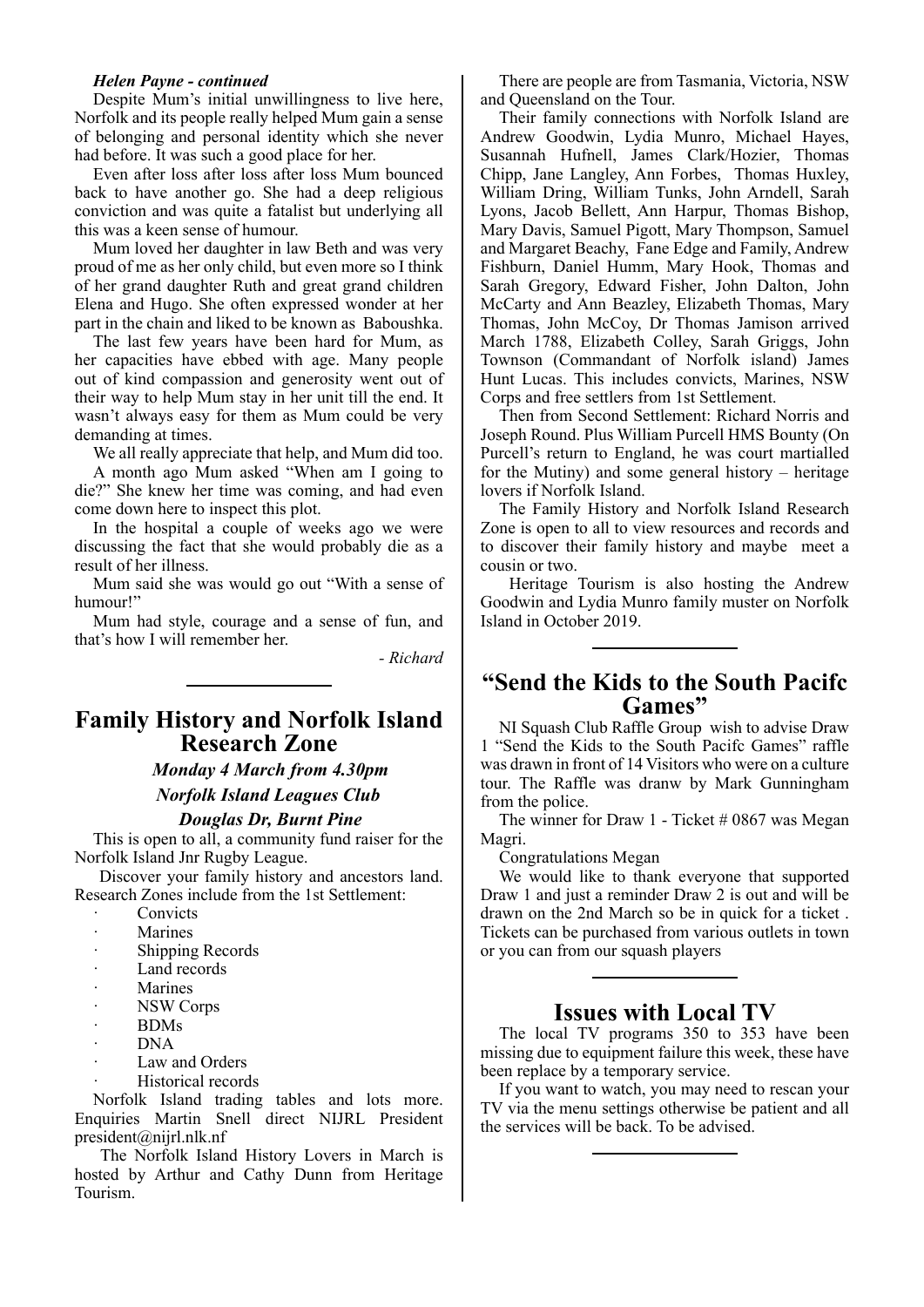***Helen Payne - continued***

Despite Mum's initial unwillingness to live here, Norfolk and its people really helped Mum gain a sense of belonging and personal identity which she never had before. It was such a good place for her.

Even after loss after loss after loss Mum bounced back to have another go. She had a deep religious conviction and was quite a fatalist but underlying all this was a keen sense of humour.

Mum loved her daughter in law Beth and was very proud of me as her only child, but even more so I think of her grand daughter Ruth and great grand children Elena and Hugo. She often expressed wonder at her part in the chain and liked to be known as Baboushka.

The last few years have been hard for Mum, as her capacities have ebbed with age. Many people out of kind compassion and generosity went out of their way to help Mum stay in her unit till the end. It wasn't always easy for them as Mum could be very demanding at times.

We all really appreciate that help, and Mum did too.

A month ago Mum asked "When am I going to die?" She knew her time was coming, and had even come down here to inspect this plot.

In the hospital a couple of weeks ago we were discussing the fact that she would probably die as a result of her illness.

Mum said she was would go out "With a sense of humour!"

Mum had style, courage and a sense of fun, and that's how I will remember her.

*- Richard*

## Family History and Norfolk Island Research Zone

***Monday 4 March from 4.30pm***

***Norfolk Island Leagues Club***

***Douglas Dr, Burnt Pine***

This is open to all, a community fund raiser for the Norfolk Island Jnr Rugby League.

Discover your family history and ancestors land. Research Zones include from the 1st Settlement:

- Convicts
- Marines
- Shipping Records
- Land records
- Marines
- NSW Corps
- BDMs
- DNA
- Law and Orders
- Historical records

Norfolk Island trading tables and lots more. Enquiries Martin Snell direct NIJRL President president@nijrl.nlk.nf

The Norfolk Island History Lovers in March is hosted by Arthur and Cathy Dunn from Heritage Tourism.

There are people are from Tasmania, Victoria, NSW and Queensland on the Tour.

Their family connections with Norfolk Island are Andrew Goodwin, Lydia Munro, Michael Hayes, Susannah Hufnell, James Clark/Hozier, Thomas Chipp, Jane Langley, Ann Forbes, Thomas Huxley, William Dring, William Tunks, John Arndell, Sarah Lyons, Jacob Bellett, Ann Harpur, Thomas Bishop, Mary Davis, Samuel Pigott, Mary Thompson, Samuel and Margaret Beachy, Fane Edge and Family, Andrew Fishburn, Daniel Humm, Mary Hook, Thomas and Sarah Gregory, Edward Fisher, John Dalton, John McCarty and Ann Beazley, Elizabeth Thomas, Mary Thomas, John McCoy, Dr Thomas Jamison arrived March 1788, Elizabeth Colley, Sarah Griggs, John Townson (Commandant of Norfolk island) James Hunt Lucas. This includes convicts, Marines, NSW Corps and free settlers from 1st Settlement.

Then from Second Settlement: Richard Norris and Joseph Round. Plus William Purcell HMS Bounty (On Purcell's return to England, he was court martialled for the Mutiny) and some general history – heritage lovers if Norfolk Island.

The Family History and Norfolk Island Research Zone is open to all to view resources and records and to discover their family history and maybe meet a cousin or two.

Heritage Tourism is also hosting the Andrew Goodwin and Lydia Munro family muster on Norfolk Island in October 2019.

## "Send the Kids to the South Pacifc Games"

NI Squash Club Raffle Group wish to advise Draw 1 "Send the Kids to the South Pacifc Games" raffle was drawn in front of 14 Visitors who were on a culture tour. The Raffle was dranw by Mark Gunningham from the police.

The winner for Draw 1 - Ticket # 0867 was Megan Magri.

Congratulations Megan

We would like to thank everyone that supported Draw 1 and just a reminder Draw 2 is out and will be drawn on the 2nd March so be in quick for a ticket . Tickets can be purchased from various outlets in town or you can from our squash players

## Issues with Local TV

The local TV programs 350 to 353 have been missing due to equipment failure this week, these have been replace by a temporary service.

If you want to watch, you may need to rescan your TV via the menu settings otherwise be patient and all the services will be back. To be advised.